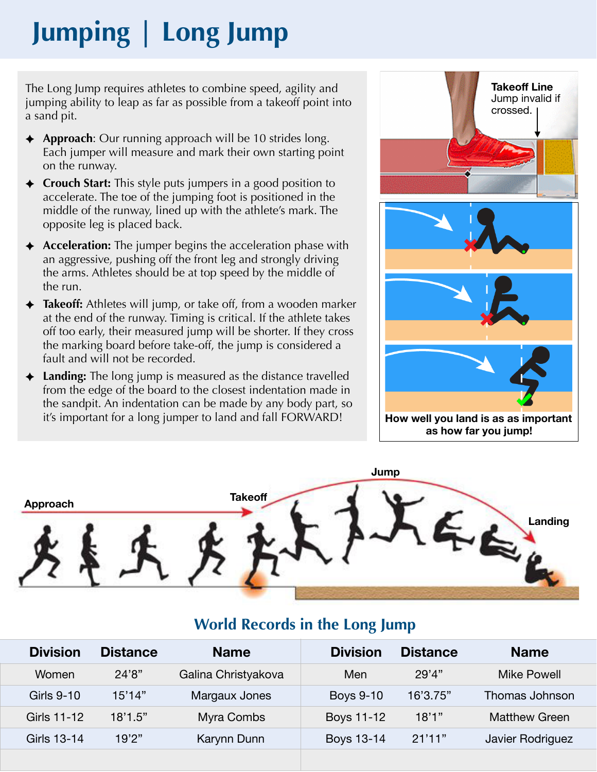# Jumping | Long Jump

The Long Jump requires athletes to combine speed, agility and jumping ability to leap as far as possible from a takeoff point into a sand pit.

- **Approach**: Our running approach will be 10 strides long. Each jumper will measure and mark their own starting point on the runway.
- **Crouch Start:** This style puts jumpers in a good position to accelerate. The toe of the jumping foot is positioned in the middle of the runway, lined up with the athlete's mark. The opposite leg is placed back.
- **Acceleration:** The jumper begins the acceleration phase with an aggressive, pushing off the front leg and strongly driving the arms. Athletes should be at top speed by the middle of the run.
- **Takeoff:** Athletes will jump, or take off, from a wooden marker at the end of the runway. Timing is critical. If the athlete takes off too early, their measured jump will be shorter. If they cross the marking board before take-off, the jump is considered a fault and will not be recorded.
- **Landing:** The long jump is measured as the distance travelled from the edge of the board to the closest indentation made in the sandpit. An indentation can be made by any body part, so it's important for a long jumper to land and fall FORWARD!

**Takeoff Line**
Jump invalid if crossed.

How well you land is as as important as how far you jump!

Approach — Takeoff — Jump — Landing

## World Records in the Long Jump

| Division | Distance | Name | Division | Distance | Name |
|---|---|---|---|---|---|
| Women | 24'8" | Galina Christyakova | Men | 29'4" | Mike Powell |
| Girls 9-10 | 15'14" | Margaux Jones | Boys 9-10 | 16'3.75" | Thomas Johnson |
| Girls 11-12 | 18'1.5" | Myra Combs | Boys 11-12 | 18'1" | Matthew Green |
| Girls 13-14 | 19'2" | Karynn Dunn | Boys 13-14 | 21'11" | Javier Rodriguez |
| | | | | | |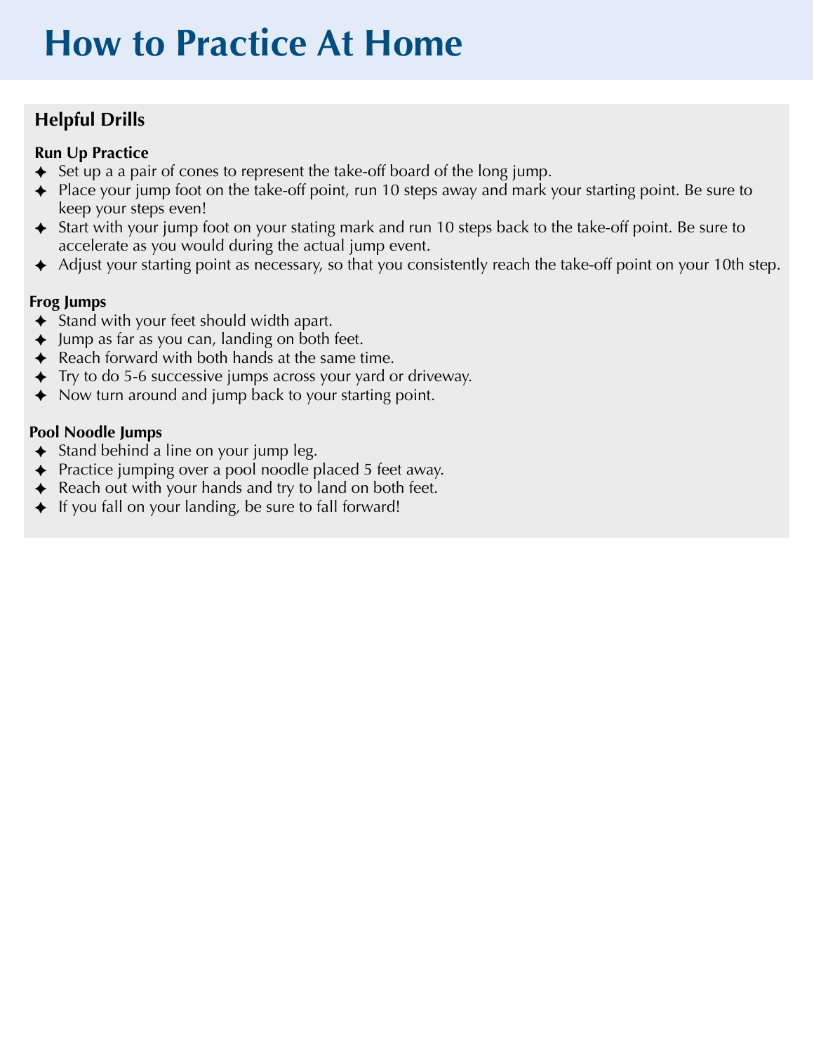# How to Practice At Home

## Helpful Drills

### Run Up Practice

- Set up a a pair of cones to represent the take-off board of the long jump.
- Place your jump foot on the take-off point, run 10 steps away and mark your starting point. Be sure to keep your steps even!
- Start with your jump foot on your stating mark and run 10 steps back to the take-off point. Be sure to accelerate as you would during the actual jump event.
- Adjust your starting point as necessary, so that you consistently reach the take-off point on your 10th step.

### Frog Jumps

- Stand with your feet should width apart.
- Jump as far as you can, landing on both feet.
- Reach forward with both hands at the same time.
- Try to do 5-6 successive jumps across your yard or driveway.
- Now turn around and jump back to your starting point.

### Pool Noodle Jumps

- Stand behind a line on your jump leg.
- Practice jumping over a pool noodle placed 5 feet away.
- Reach out with your hands and try to land on both feet.
- If you fall on your landing, be sure to fall forward!